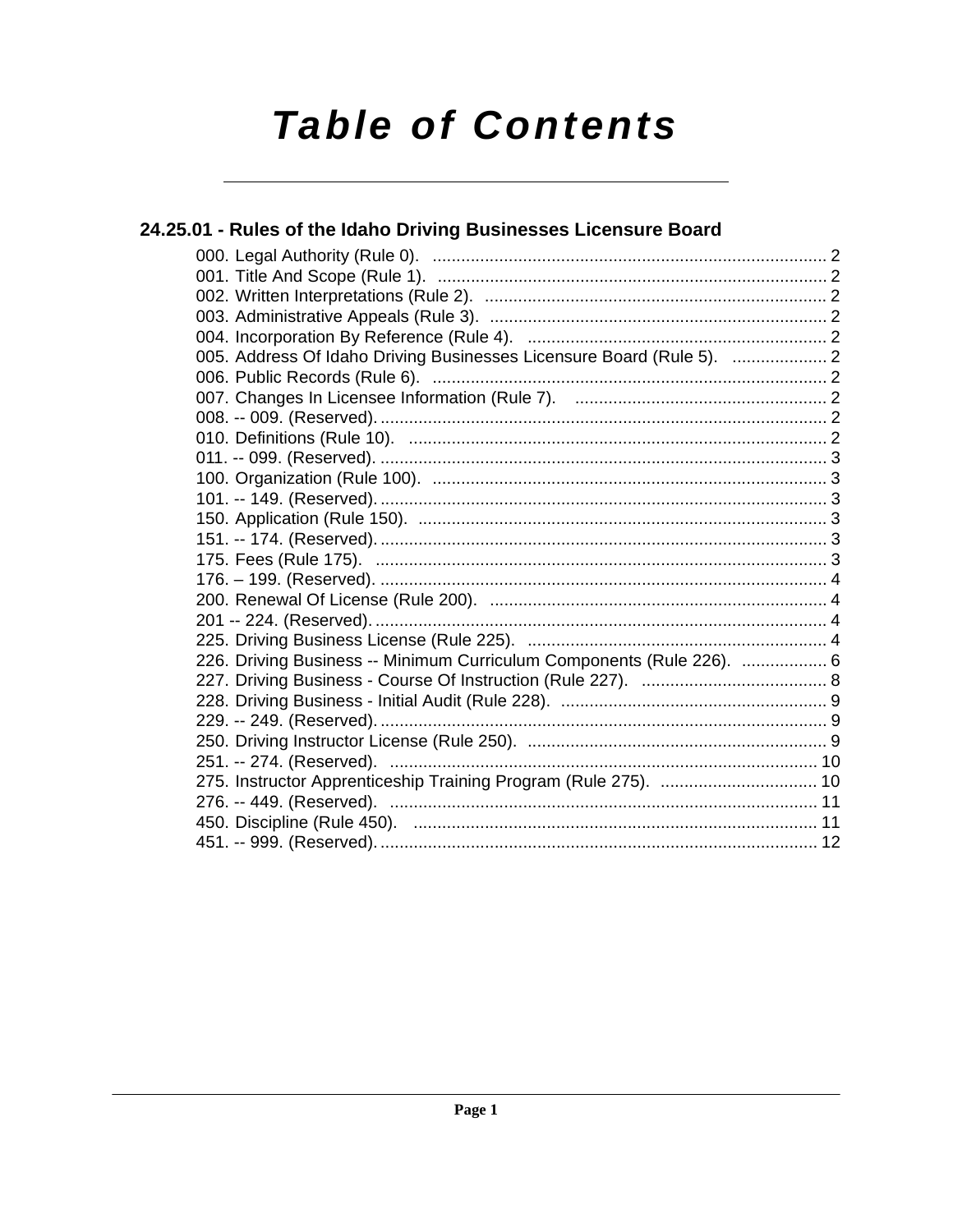# Table of Contents

## 24.25.01 - Rules of the Idaho Driving Businesses Licensure Board

000. Legal Authority (Rule 0). .......... 2
001. Title And Scope (Rule 1). .......... 2
002. Written Interpretations (Rule 2). .......... 2
003. Administrative Appeals (Rule 3). .......... 2
004. Incorporation By Reference (Rule 4). .......... 2
005. Address Of Idaho Driving Businesses Licensure Board (Rule 5). .......... 2
006. Public Records (Rule 6). .......... 2
007. Changes In Licensee Information (Rule 7). .......... 2
008. -- 009. (Reserved). .......... 2
010. Definitions (Rule 10). .......... 2
011. -- 099. (Reserved). .......... 3
100. Organization (Rule 100). .......... 3
101. -- 149. (Reserved). .......... 3
150. Application (Rule 150). .......... 3
151. -- 174. (Reserved). .......... 3
175. Fees (Rule 175). .......... 3
176. – 199. (Reserved). .......... 4
200. Renewal Of License (Rule 200). .......... 4
201 -- 224. (Reserved). .......... 4
225. Driving Business License (Rule 225). .......... 4
226. Driving Business -- Minimum Curriculum Components (Rule 226). .......... 6
227. Driving Business - Course Of Instruction (Rule 227). .......... 8
228. Driving Business - Initial Audit (Rule 228). .......... 9
229. -- 249. (Reserved). .......... 9
250. Driving Instructor License (Rule 250). .......... 9
251. -- 274. (Reserved). .......... 10
275. Instructor Apprenticeship Training Program (Rule 275). .......... 10
276. -- 449. (Reserved). .......... 11
450. Discipline (Rule 450). .......... 11
451. -- 999. (Reserved). .......... 12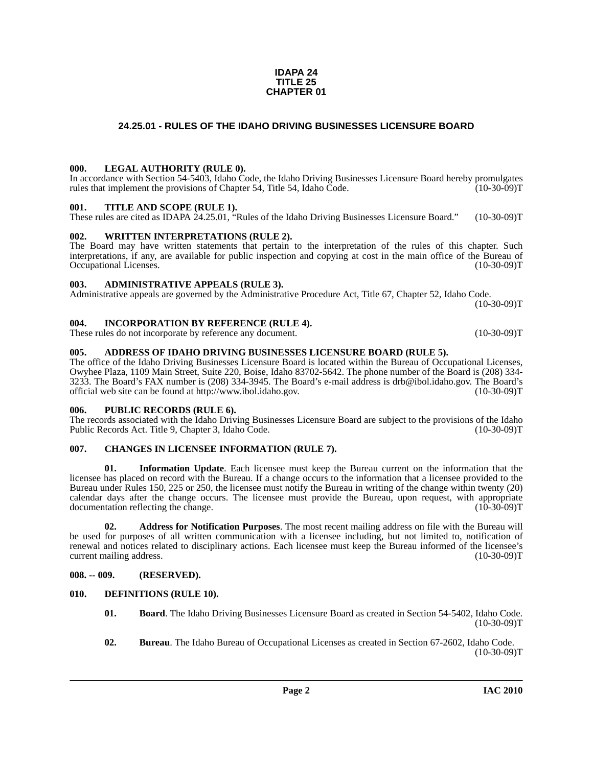**IDAPA 24
TITLE 25
CHAPTER 01**

# 24.25.01 - RULES OF THE IDAHO DRIVING BUSINESSES LICENSURE BOARD

### 000. LEGAL AUTHORITY (RULE 0).

In accordance with Section 54-5403, Idaho Code, the Idaho Driving Businesses Licensure Board hereby promulgates rules that implement the provisions of Chapter 54, Title 54, Idaho Code. (10-30-09)T

### 001. TITLE AND SCOPE (RULE 1).

These rules are cited as IDAPA 24.25.01, "Rules of the Idaho Driving Businesses Licensure Board." (10-30-09)T

### 002. WRITTEN INTERPRETATIONS (RULE 2).

The Board may have written statements that pertain to the interpretation of the rules of this chapter. Such interpretations, if any, are available for public inspection and copying at cost in the main office of the Bureau of Occupational Licenses. (10-30-09)T

### 003. ADMINISTRATIVE APPEALS (RULE 3).

Administrative appeals are governed by the Administrative Procedure Act, Title 67, Chapter 52, Idaho Code. (10-30-09)T

### 004. INCORPORATION BY REFERENCE (RULE 4).

These rules do not incorporate by reference any document. (10-30-09)T

### 005. ADDRESS OF IDAHO DRIVING BUSINESSES LICENSURE BOARD (RULE 5).

The office of the Idaho Driving Businesses Licensure Board is located within the Bureau of Occupational Licenses, Owyhee Plaza, 1109 Main Street, Suite 220, Boise, Idaho 83702-5642. The phone number of the Board is (208) 334-3233. The Board's FAX number is (208) 334-3945. The Board's e-mail address is drb@ibol.idaho.gov. The Board's official web site can be found at http://www.ibol.idaho.gov. (10-30-09)T

### 006. PUBLIC RECORDS (RULE 6).

The records associated with the Idaho Driving Businesses Licensure Board are subject to the provisions of the Idaho Public Records Act. Title 9, Chapter 3, Idaho Code. (10-30-09)T

### 007. CHANGES IN LICENSEE INFORMATION (RULE 7).

**01. Information Update**. Each licensee must keep the Bureau current on the information that the licensee has placed on record with the Bureau. If a change occurs to the information that a licensee provided to the Bureau under Rules 150, 225 or 250, the licensee must notify the Bureau in writing of the change within twenty (20) calendar days after the change occurs. The licensee must provide the Bureau, upon request, with appropriate documentation reflecting the change. (10-30-09)T

**02. Address for Notification Purposes**. The most recent mailing address on file with the Bureau will be used for purposes of all written communication with a licensee including, but not limited to, notification of renewal and notices related to disciplinary actions. Each licensee must keep the Bureau informed of the licensee's current mailing address. (10-30-09)T

### 008. -- 009. (RESERVED).

### 010. DEFINITIONS (RULE 10).

**01. Board**. The Idaho Driving Businesses Licensure Board as created in Section 54-5402, Idaho Code. (10-30-09)T

**02. Bureau**. The Idaho Bureau of Occupational Licenses as created in Section 67-2602, Idaho Code. (10-30-09)T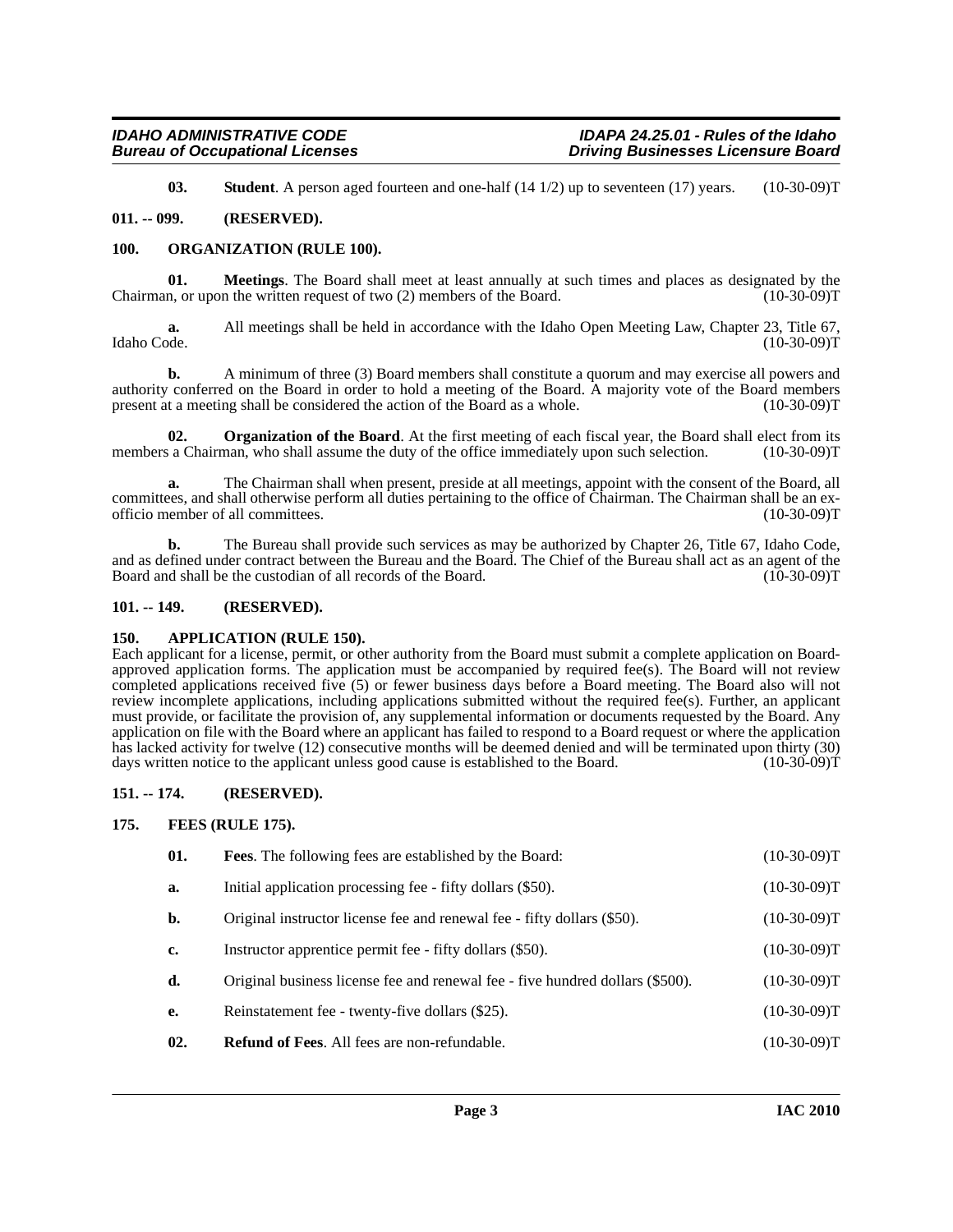**03. Student**. A person aged fourteen and one-half (14 1/2) up to seventeen (17) years. (10-30-09)T

## 011. -- 099. (RESERVED).

## 100. ORGANIZATION (RULE 100).

**01. Meetings**. The Board shall meet at least annually at such times and places as designated by the Chairman, or upon the written request of two (2) members of the Board. (10-30-09)T

**a.** All meetings shall be held in accordance with the Idaho Open Meeting Law, Chapter 23, Title 67, Idaho Code. (10-30-09)T

**b.** A minimum of three (3) Board members shall constitute a quorum and may exercise all powers and authority conferred on the Board in order to hold a meeting of the Board. A majority vote of the Board members present at a meeting shall be considered the action of the Board as a whole. (10-30-09)T

**02. Organization of the Board**. At the first meeting of each fiscal year, the Board shall elect from its members a Chairman, who shall assume the duty of the office immediately upon such selection. (10-30-09)T

**a.** The Chairman shall when present, preside at all meetings, appoint with the consent of the Board, all committees, and shall otherwise perform all duties pertaining to the office of Chairman. The Chairman shall be an ex-officio member of all committees. (10-30-09)T

**b.** The Bureau shall provide such services as may be authorized by Chapter 26, Title 67, Idaho Code, and as defined under contract between the Bureau and the Board. The Chief of the Bureau shall act as an agent of the Board and shall be the custodian of all records of the Board. (10-30-09)T

## 101. -- 149. (RESERVED).

## 150. APPLICATION (RULE 150).

Each applicant for a license, permit, or other authority from the Board must submit a complete application on Board-approved application forms. The application must be accompanied by required fee(s). The Board will not review completed applications received five (5) or fewer business days before a Board meeting. The Board also will not review incomplete applications, including applications submitted without the required fee(s). Further, an applicant must provide, or facilitate the provision of, any supplemental information or documents requested by the Board. Any application on file with the Board where an applicant has failed to respond to a Board request or where the application has lacked activity for twelve (12) consecutive months will be deemed denied and will be terminated upon thirty (30) days written notice to the applicant unless good cause is established to the Board. (10-30-09)T

## 151. -- 174. (RESERVED).

## 175. FEES (RULE 175).

**01. Fees**. The following fees are established by the Board: (10-30-09)T

**a.** Initial application processing fee - fifty dollars ($50). (10-30-09)T

**b.** Original instructor license fee and renewal fee - fifty dollars ($50). (10-30-09)T

**c.** Instructor apprentice permit fee - fifty dollars ($50). (10-30-09)T

**d.** Original business license fee and renewal fee - five hundred dollars ($500). (10-30-09)T

**e.** Reinstatement fee - twenty-five dollars ($25). (10-30-09)T

**02. Refund of Fees**. All fees are non-refundable. (10-30-09)T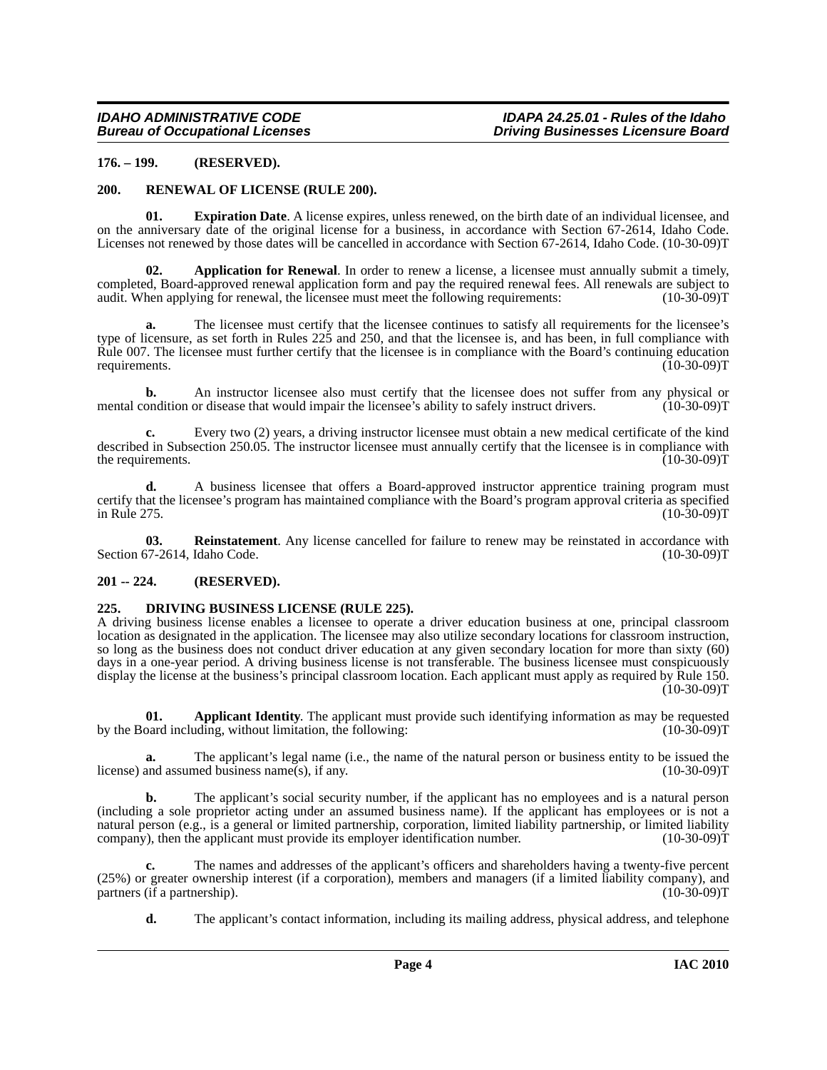### 176. – 199. (RESERVED).

### 200. RENEWAL OF LICENSE (RULE 200).

**01. Expiration Date**. A license expires, unless renewed, on the birth date of an individual licensee, and on the anniversary date of the original license for a business, in accordance with Section 67-2614, Idaho Code. Licenses not renewed by those dates will be cancelled in accordance with Section 67-2614, Idaho Code. (10-30-09)T

**02. Application for Renewal**. In order to renew a license, a licensee must annually submit a timely, completed, Board-approved renewal application form and pay the required renewal fees. All renewals are subject to audit. When applying for renewal, the licensee must meet the following requirements: (10-30-09)T

**a.** The licensee must certify that the licensee continues to satisfy all requirements for the licensee's type of licensure, as set forth in Rules 225 and 250, and that the licensee is, and has been, in full compliance with Rule 007. The licensee must further certify that the licensee is in compliance with the Board's continuing education requirements. (10-30-09)T

**b.** An instructor licensee also must certify that the licensee does not suffer from any physical or mental condition or disease that would impair the licensee's ability to safely instruct drivers. (10-30-09)T

**c.** Every two (2) years, a driving instructor licensee must obtain a new medical certificate of the kind described in Subsection 250.05. The instructor licensee must annually certify that the licensee is in compliance with the requirements. (10-30-09)T

**d.** A business licensee that offers a Board-approved instructor apprentice training program must certify that the licensee's program has maintained compliance with the Board's program approval criteria as specified in Rule 275. (10-30-09)T

**03. Reinstatement**. Any license cancelled for failure to renew may be reinstated in accordance with Section 67-2614, Idaho Code. (10-30-09)T

### 201 -- 224. (RESERVED).

### 225. DRIVING BUSINESS LICENSE (RULE 225).

A driving business license enables a licensee to operate a driver education business at one, principal classroom location as designated in the application. The licensee may also utilize secondary locations for classroom instruction, so long as the business does not conduct driver education at any given secondary location for more than sixty (60) days in a one-year period. A driving business license is not transferable. The business licensee must conspicuously display the license at the business's principal classroom location. Each applicant must apply as required by Rule 150. (10-30-09)T

**01. Applicant Identity**. The applicant must provide such identifying information as may be requested by the Board including, without limitation, the following: (10-30-09)T

**a.** The applicant's legal name (i.e., the name of the natural person or business entity to be issued the license) and assumed business name(s), if any. (10-30-09)T

**b.** The applicant's social security number, if the applicant has no employees and is a natural person (including a sole proprietor acting under an assumed business name). If the applicant has employees or is not a natural person (e.g., is a general or limited partnership, corporation, limited liability partnership, or limited liability company), then the applicant must provide its employer identification number. (10-30-09)T

**c.** The names and addresses of the applicant's officers and shareholders having a twenty-five percent (25%) or greater ownership interest (if a corporation), members and managers (if a limited liability company), and partners (if a partnership). (10-30-09)T

**d.** The applicant's contact information, including its mailing address, physical address, and telephone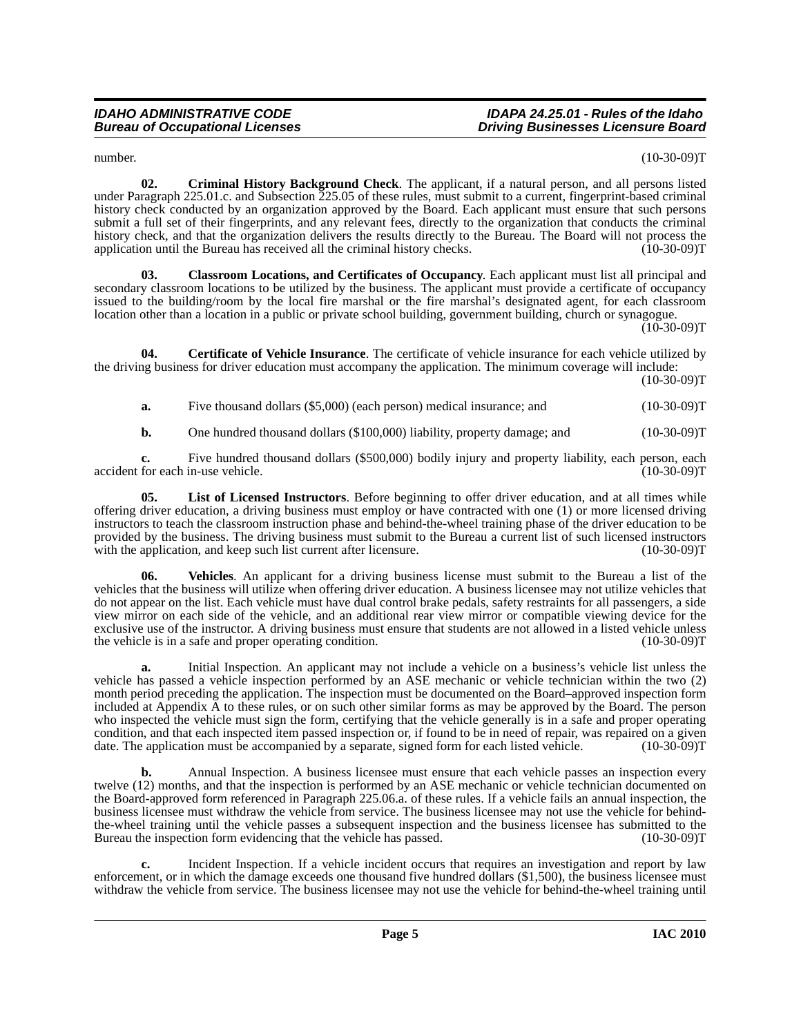number. (10-30-09)T

**02. Criminal History Background Check**. The applicant, if a natural person, and all persons listed under Paragraph 225.01.c. and Subsection 225.05 of these rules, must submit to a current, fingerprint-based criminal history check conducted by an organization approved by the Board. Each applicant must ensure that such persons submit a full set of their fingerprints, and any relevant fees, directly to the organization that conducts the criminal history check, and that the organization delivers the results directly to the Bureau. The Board will not process the application until the Bureau has received all the criminal history checks. (10-30-09)T

**03. Classroom Locations, and Certificates of Occupancy**. Each applicant must list all principal and secondary classroom locations to be utilized by the business. The applicant must provide a certificate of occupancy issued to the building/room by the local fire marshal or the fire marshal's designated agent, for each classroom location other than a location in a public or private school building, government building, church or synagogue. (10-30-09)T

**04. Certificate of Vehicle Insurance**. The certificate of vehicle insurance for each vehicle utilized by the driving business for driver education must accompany the application. The minimum coverage will include: (10-30-09)T

**a.** Five thousand dollars ($5,000) (each person) medical insurance; and (10-30-09)T

**b.** One hundred thousand dollars ($100,000) liability, property damage; and (10-30-09)T

**c.** Five hundred thousand dollars ($500,000) bodily injury and property liability, each person, each accident for each in-use vehicle. (10-30-09)T

**05. List of Licensed Instructors**. Before beginning to offer driver education, and at all times while offering driver education, a driving business must employ or have contracted with one (1) or more licensed driving instructors to teach the classroom instruction phase and behind-the-wheel training phase of the driver education to be provided by the business. The driving business must submit to the Bureau a current list of such licensed instructors with the application, and keep such list current after licensure. (10-30-09)T

**06. Vehicles**. An applicant for a driving business license must submit to the Bureau a list of the vehicles that the business will utilize when offering driver education. A business licensee may not utilize vehicles that do not appear on the list. Each vehicle must have dual control brake pedals, safety restraints for all passengers, a side view mirror on each side of the vehicle, and an additional rear view mirror or compatible viewing device for the exclusive use of the instructor. A driving business must ensure that students are not allowed in a listed vehicle unless the vehicle is in a safe and proper operating condition. (10-30-09)T

**a.** Initial Inspection. An applicant may not include a vehicle on a business's vehicle list unless the vehicle has passed a vehicle inspection performed by an ASE mechanic or vehicle technician within the two (2) month period preceding the application. The inspection must be documented on the Board–approved inspection form included at Appendix A to these rules, or on such other similar forms as may be approved by the Board. The person who inspected the vehicle must sign the form, certifying that the vehicle generally is in a safe and proper operating condition, and that each inspected item passed inspection or, if found to be in need of repair, was repaired on a given date. The application must be accompanied by a separate, signed form for each listed vehicle. (10-30-09)T

**b.** Annual Inspection. A business licensee must ensure that each vehicle passes an inspection every twelve (12) months, and that the inspection is performed by an ASE mechanic or vehicle technician documented on the Board-approved form referenced in Paragraph 225.06.a. of these rules. If a vehicle fails an annual inspection, the business licensee must withdraw the vehicle from service. The business licensee may not use the vehicle for behind-the-wheel training until the vehicle passes a subsequent inspection and the business licensee has submitted to the Bureau the inspection form evidencing that the vehicle has passed. (10-30-09)T

**c.** Incident Inspection. If a vehicle incident occurs that requires an investigation and report by law enforcement, or in which the damage exceeds one thousand five hundred dollars ($1,500), the business licensee must withdraw the vehicle from service. The business licensee may not use the vehicle for behind-the-wheel training until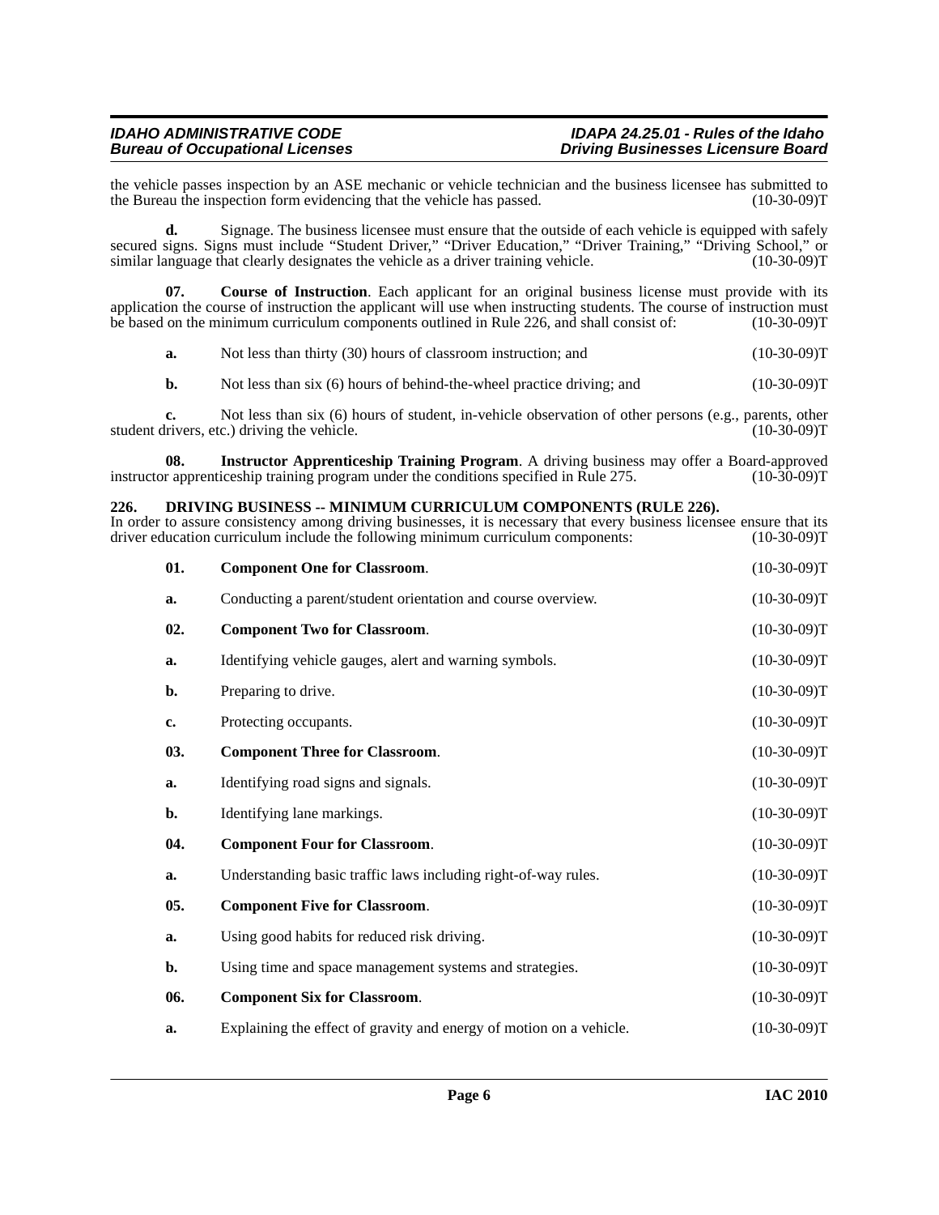the vehicle passes inspection by an ASE mechanic or vehicle technician and the business licensee has submitted to the Bureau the inspection form evidencing that the vehicle has passed. (10-30-09)T

**d.** Signage. The business licensee must ensure that the outside of each vehicle is equipped with safely secured signs. Signs must include "Student Driver," "Driver Education," "Driver Training," "Driving School," or similar language that clearly designates the vehicle as a driver training vehicle. (10-30-09)T

**07. Course of Instruction**. Each applicant for an original business license must provide with its application the course of instruction the applicant will use when instructing students. The course of instruction must be based on the minimum curriculum components outlined in Rule 226, and shall consist of: (10-30-09)T

**a.** Not less than thirty (30) hours of classroom instruction; and (10-30-09)T

**b.** Not less than six (6) hours of behind-the-wheel practice driving; and (10-30-09)T

**c.** Not less than six (6) hours of student, in-vehicle observation of other persons (e.g., parents, other student drivers, etc.) driving the vehicle. (10-30-09)T

**08. Instructor Apprenticeship Training Program**. A driving business may offer a Board-approved instructor apprenticeship training program under the conditions specified in Rule 275. (10-30-09)T

## 226. DRIVING BUSINESS -- MINIMUM CURRICULUM COMPONENTS (RULE 226).

In order to assure consistency among driving businesses, it is necessary that every business licensee ensure that its driver education curriculum include the following minimum curriculum components: (10-30-09)T

**01. Component One for Classroom**. (10-30-09)T

**a.** Conducting a parent/student orientation and course overview. (10-30-09)T

**02. Component Two for Classroom**. (10-30-09)T

**a.** Identifying vehicle gauges, alert and warning symbols. (10-30-09)T

**b.** Preparing to drive. (10-30-09)T

**c.** Protecting occupants. (10-30-09)T

**03. Component Three for Classroom**. (10-30-09)T

**a.** Identifying road signs and signals. (10-30-09)T

**b.** Identifying lane markings. (10-30-09)T

**04. Component Four for Classroom**. (10-30-09)T

**a.** Understanding basic traffic laws including right-of-way rules. (10-30-09)T

**05. Component Five for Classroom**. (10-30-09)T

**a.** Using good habits for reduced risk driving. (10-30-09)T

**b.** Using time and space management systems and strategies. (10-30-09)T

**06. Component Six for Classroom**. (10-30-09)T

**a.** Explaining the effect of gravity and energy of motion on a vehicle. (10-30-09)T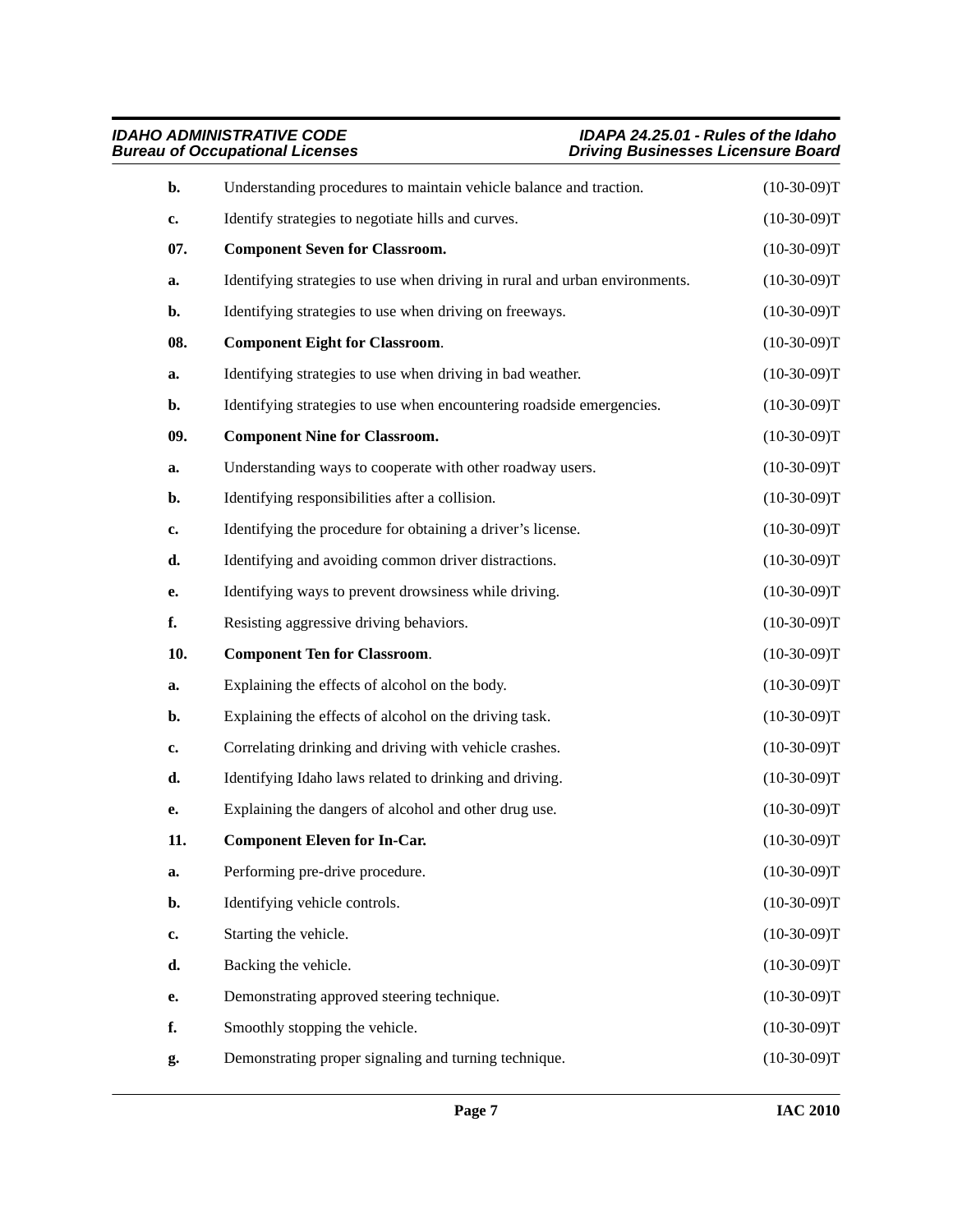**b.** Understanding procedures to maintain vehicle balance and traction. (10-30-09)T

**c.** Identify strategies to negotiate hills and curves. (10-30-09)T

**07. Component Seven for Classroom.** (10-30-09)T

**a.** Identifying strategies to use when driving in rural and urban environments. (10-30-09)T

**b.** Identifying strategies to use when driving on freeways. (10-30-09)T

**08. Component Eight for Classroom**. (10-30-09)T

**a.** Identifying strategies to use when driving in bad weather. (10-30-09)T

**b.** Identifying strategies to use when encountering roadside emergencies. (10-30-09)T

**09. Component Nine for Classroom.** (10-30-09)T

**a.** Understanding ways to cooperate with other roadway users. (10-30-09)T

**b.** Identifying responsibilities after a collision. (10-30-09)T

**c.** Identifying the procedure for obtaining a driver's license. (10-30-09)T

**d.** Identifying and avoiding common driver distractions. (10-30-09)T

**e.** Identifying ways to prevent drowsiness while driving. (10-30-09)T

**f.** Resisting aggressive driving behaviors. (10-30-09)T

**10. Component Ten for Classroom**. (10-30-09)T

**a.** Explaining the effects of alcohol on the body. (10-30-09)T

**b.** Explaining the effects of alcohol on the driving task. (10-30-09)T

**c.** Correlating drinking and driving with vehicle crashes. (10-30-09)T

**d.** Identifying Idaho laws related to drinking and driving. (10-30-09)T

**e.** Explaining the dangers of alcohol and other drug use. (10-30-09)T

**11. Component Eleven for In-Car.** (10-30-09)T

**a.** Performing pre-drive procedure. (10-30-09)T

**b.** Identifying vehicle controls. (10-30-09)T

**c.** Starting the vehicle. (10-30-09)T

**d.** Backing the vehicle. (10-30-09)T

**e.** Demonstrating approved steering technique. (10-30-09)T

**f.** Smoothly stopping the vehicle. (10-30-09)T

**g.** Demonstrating proper signaling and turning technique. (10-30-09)T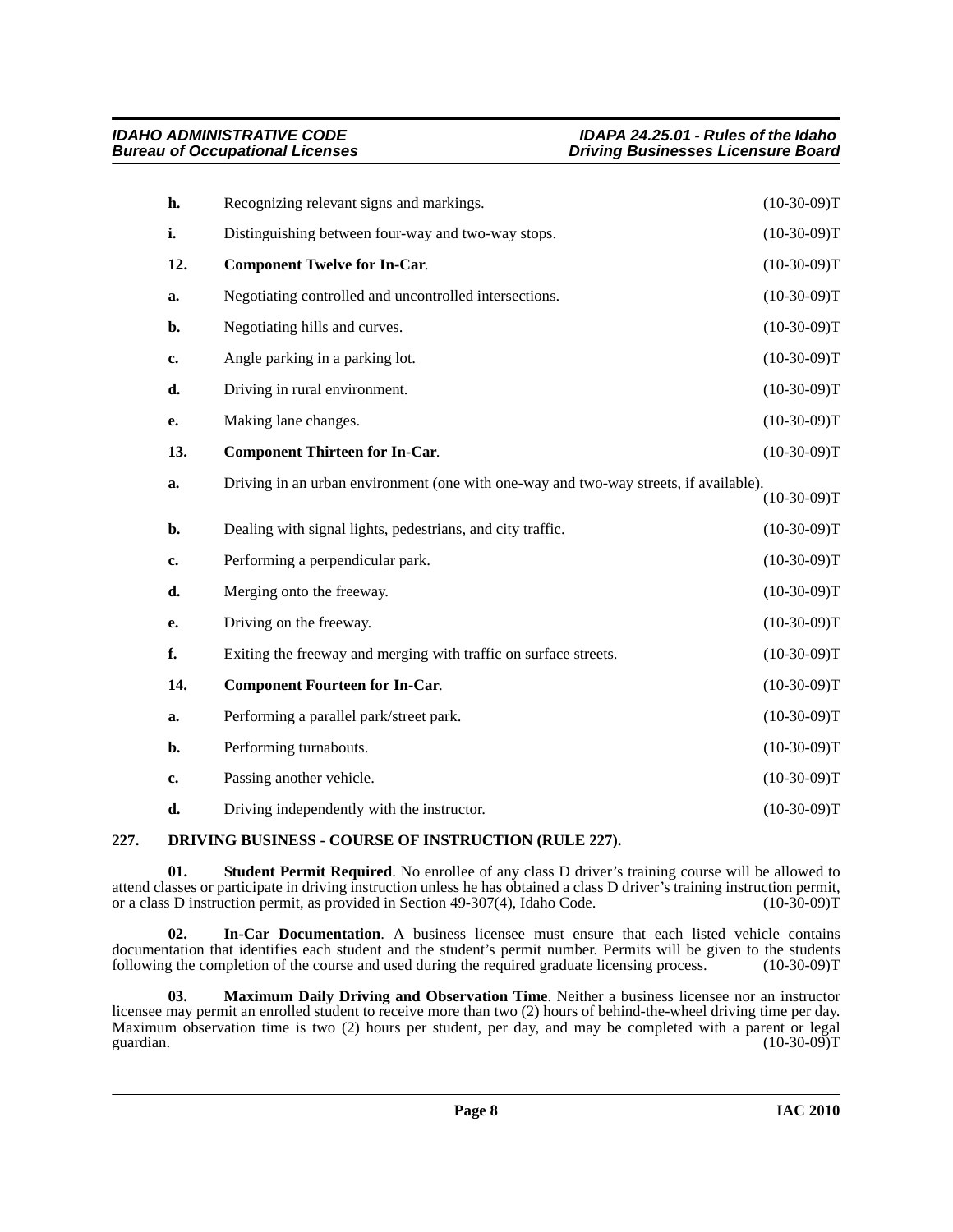**h.** Recognizing relevant signs and markings. (10-30-09)T

**i.** Distinguishing between four-way and two-way stops. (10-30-09)T

**12. Component Twelve for In-Car**. (10-30-09)T

**a.** Negotiating controlled and uncontrolled intersections. (10-30-09)T

**b.** Negotiating hills and curves. (10-30-09)T

**c.** Angle parking in a parking lot. (10-30-09)T

**d.** Driving in rural environment. (10-30-09)T

**e.** Making lane changes. (10-30-09)T

**13. Component Thirteen for In-Car**. (10-30-09)T

**a.** Driving in an urban environment (one with one-way and two-way streets, if available). (10-30-09)T

**b.** Dealing with signal lights, pedestrians, and city traffic. (10-30-09)T

**c.** Performing a perpendicular park. (10-30-09)T

**d.** Merging onto the freeway. (10-30-09)T

**e.** Driving on the freeway. (10-30-09)T

**f.** Exiting the freeway and merging with traffic on surface streets. (10-30-09)T

**14. Component Fourteen for In-Car**. (10-30-09)T

**a.** Performing a parallel park/street park. (10-30-09)T

**b.** Performing turnabouts. (10-30-09)T

**c.** Passing another vehicle. (10-30-09)T

**d.** Driving independently with the instructor. (10-30-09)T

## 227. DRIVING BUSINESS - COURSE OF INSTRUCTION (RULE 227).

**01. Student Permit Required**. No enrollee of any class D driver's training course will be allowed to attend classes or participate in driving instruction unless he has obtained a class D driver's training instruction permit, or a class D instruction permit, as provided in Section 49-307(4), Idaho Code. (10-30-09)T

**02. In-Car Documentation**. A business licensee must ensure that each listed vehicle contains documentation that identifies each student and the student's permit number. Permits will be given to the students following the completion of the course and used during the required graduate licensing process. (10-30-09)T

**03. Maximum Daily Driving and Observation Time**. Neither a business licensee nor an instructor licensee may permit an enrolled student to receive more than two (2) hours of behind-the-wheel driving time per day. Maximum observation time is two (2) hours per student, per day, and may be completed with a parent or legal guardian. (10-30-09)T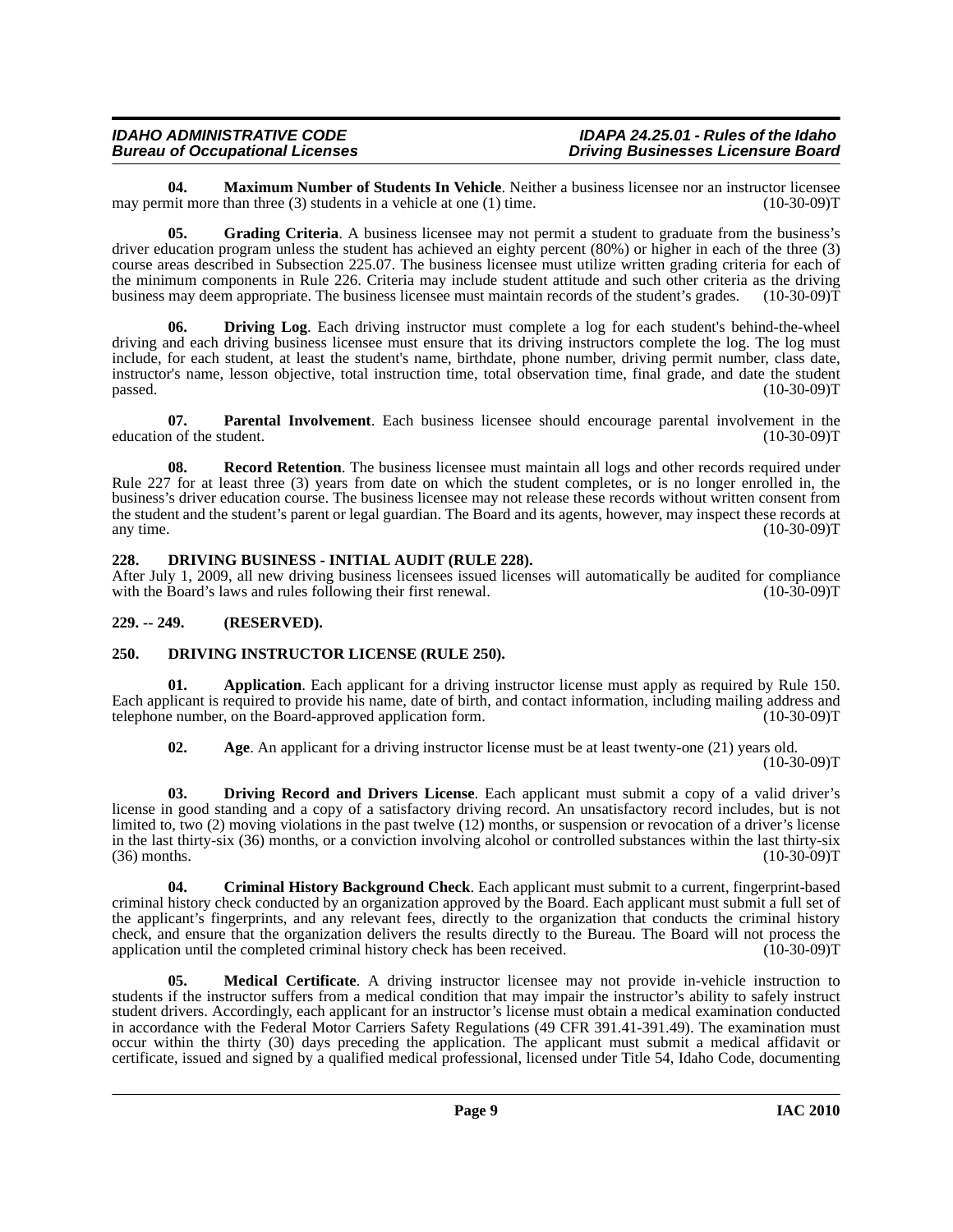**04. Maximum Number of Students In Vehicle**. Neither a business licensee nor an instructor licensee may permit more than three (3) students in a vehicle at one (1) time. (10-30-09)T

**05. Grading Criteria**. A business licensee may not permit a student to graduate from the business's driver education program unless the student has achieved an eighty percent (80%) or higher in each of the three (3) course areas described in Subsection 225.07. The business licensee must utilize written grading criteria for each of the minimum components in Rule 226. Criteria may include student attitude and such other criteria as the driving business may deem appropriate. The business licensee must maintain records of the student's grades. (10-30-09)T

**06. Driving Log**. Each driving instructor must complete a log for each student's behind-the-wheel driving and each driving business licensee must ensure that its driving instructors complete the log. The log must include, for each student, at least the student's name, birthdate, phone number, driving permit number, class date, instructor's name, lesson objective, total instruction time, total observation time, final grade, and date the student passed. (10-30-09)T

**07. Parental Involvement**. Each business licensee should encourage parental involvement in the education of the student. (10-30-09)T

**08. Record Retention**. The business licensee must maintain all logs and other records required under Rule 227 for at least three (3) years from date on which the student completes, or is no longer enrolled in, the business's driver education course. The business licensee may not release these records without written consent from the student and the student's parent or legal guardian. The Board and its agents, however, may inspect these records at any time. (10-30-09)T

## 228. DRIVING BUSINESS - INITIAL AUDIT (RULE 228).

After July 1, 2009, all new driving business licensees issued licenses will automatically be audited for compliance with the Board's laws and rules following their first renewal. (10-30-09)T

## 229. -- 249. (RESERVED).

## 250. DRIVING INSTRUCTOR LICENSE (RULE 250).

**01. Application**. Each applicant for a driving instructor license must apply as required by Rule 150. Each applicant is required to provide his name, date of birth, and contact information, including mailing address and telephone number, on the Board-approved application form. (10-30-09)T

**02. Age**. An applicant for a driving instructor license must be at least twenty-one (21) years old. (10-30-09)T

**03. Driving Record and Drivers License**. Each applicant must submit a copy of a valid driver's license in good standing and a copy of a satisfactory driving record. An unsatisfactory record includes, but is not limited to, two (2) moving violations in the past twelve (12) months, or suspension or revocation of a driver's license in the last thirty-six (36) months, or a conviction involving alcohol or controlled substances within the last thirty-six (36) months. (10-30-09)T

**04. Criminal History Background Check**. Each applicant must submit to a current, fingerprint-based criminal history check conducted by an organization approved by the Board. Each applicant must submit a full set of the applicant's fingerprints, and any relevant fees, directly to the organization that conducts the criminal history check, and ensure that the organization delivers the results directly to the Bureau. The Board will not process the application until the completed criminal history check has been received. (10-30-09)T

**05. Medical Certificate**. A driving instructor licensee may not provide in-vehicle instruction to students if the instructor suffers from a medical condition that may impair the instructor's ability to safely instruct student drivers. Accordingly, each applicant for an instructor's license must obtain a medical examination conducted in accordance with the Federal Motor Carriers Safety Regulations (49 CFR 391.41-391.49). The examination must occur within the thirty (30) days preceding the application. The applicant must submit a medical affidavit or certificate, issued and signed by a qualified medical professional, licensed under Title 54, Idaho Code, documenting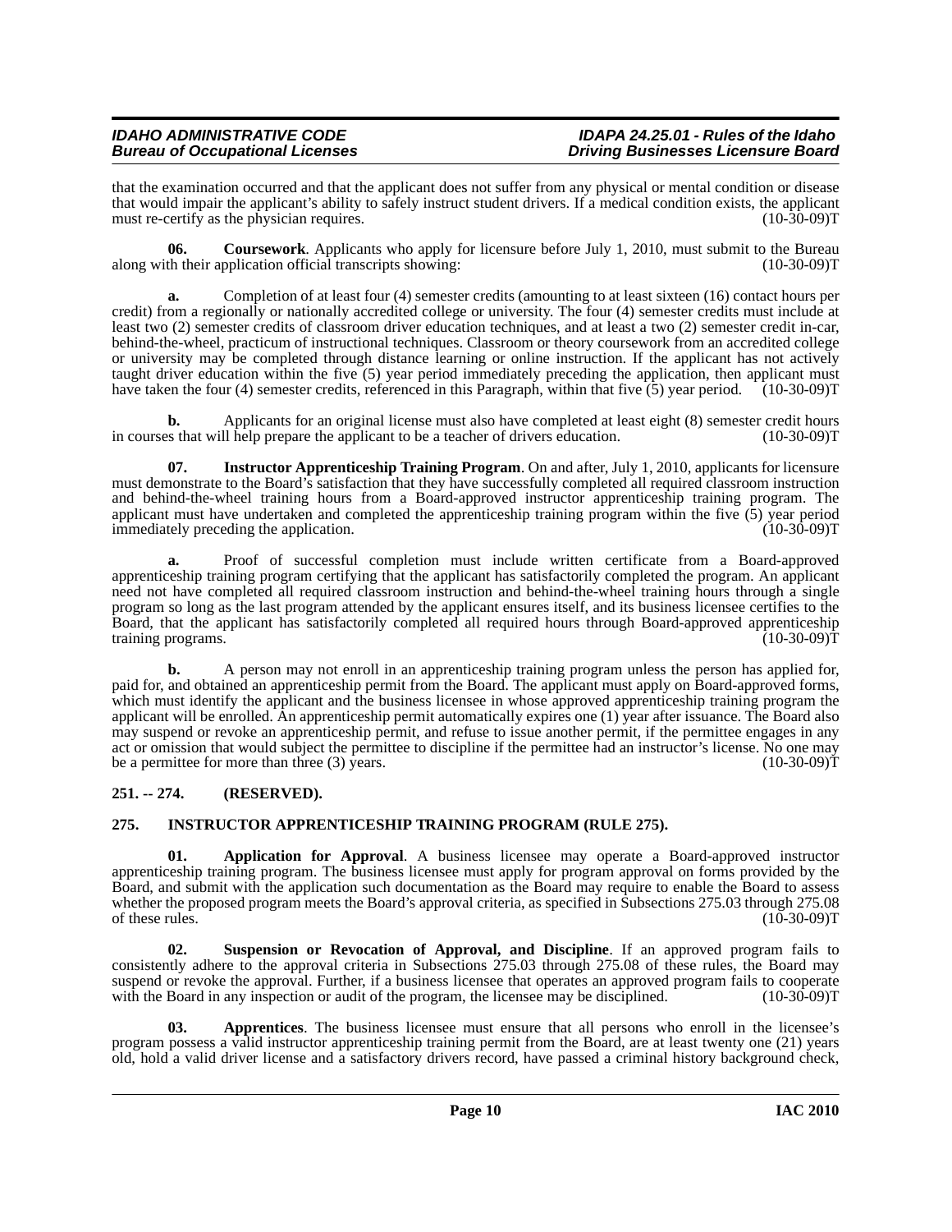that the examination occurred and that the applicant does not suffer from any physical or mental condition or disease that would impair the applicant's ability to safely instruct student drivers. If a medical condition exists, the applicant must re-certify as the physician requires. (10-30-09)T

**06. Coursework**. Applicants who apply for licensure before July 1, 2010, must submit to the Bureau along with their application official transcripts showing: (10-30-09)T

**a.** Completion of at least four (4) semester credits (amounting to at least sixteen (16) contact hours per credit) from a regionally or nationally accredited college or university. The four (4) semester credits must include at least two (2) semester credits of classroom driver education techniques, and at least a two (2) semester credit in-car, behind-the-wheel, practicum of instructional techniques. Classroom or theory coursework from an accredited college or university may be completed through distance learning or online instruction. If the applicant has not actively taught driver education within the five (5) year period immediately preceding the application, then applicant must have taken the four (4) semester credits, referenced in this Paragraph, within that five (5) year period. (10-30-09)T

**b.** Applicants for an original license must also have completed at least eight (8) semester credit hours in courses that will help prepare the applicant to be a teacher of drivers education. (10-30-09)T

**07. Instructor Apprenticeship Training Program**. On and after, July 1, 2010, applicants for licensure must demonstrate to the Board's satisfaction that they have successfully completed all required classroom instruction and behind-the-wheel training hours from a Board-approved instructor apprenticeship training program. The applicant must have undertaken and completed the apprenticeship training program within the five (5) year period immediately preceding the application. (10-30-09)T

**a.** Proof of successful completion must include written certificate from a Board-approved apprenticeship training program certifying that the applicant has satisfactorily completed the program. An applicant need not have completed all required classroom instruction and behind-the-wheel training hours through a single program so long as the last program attended by the applicant ensures itself, and its business licensee certifies to the Board, that the applicant has satisfactorily completed all required hours through Board-approved apprenticeship training programs. (10-30-09)T

**b.** A person may not enroll in an apprenticeship training program unless the person has applied for, paid for, and obtained an apprenticeship permit from the Board. The applicant must apply on Board-approved forms, which must identify the applicant and the business licensee in whose approved apprenticeship training program the applicant will be enrolled. An apprenticeship permit automatically expires one (1) year after issuance. The Board also may suspend or revoke an apprenticeship permit, and refuse to issue another permit, if the permittee engages in any act or omission that would subject the permittee to discipline if the permittee had an instructor's license. No one may be a permittee for more than three (3) years. (10-30-09)T

## 251. -- 274. (RESERVED).

## 275. INSTRUCTOR APPRENTICESHIP TRAINING PROGRAM (RULE 275).

**01. Application for Approval**. A business licensee may operate a Board-approved instructor apprenticeship training program. The business licensee must apply for program approval on forms provided by the Board, and submit with the application such documentation as the Board may require to enable the Board to assess whether the proposed program meets the Board's approval criteria, as specified in Subsections 275.03 through 275.08 of these rules. (10-30-09)T

**02. Suspension or Revocation of Approval, and Discipline**. If an approved program fails to consistently adhere to the approval criteria in Subsections 275.03 through 275.08 of these rules, the Board may suspend or revoke the approval. Further, if a business licensee that operates an approved program fails to cooperate with the Board in any inspection or audit of the program, the licensee may be disciplined. (10-30-09)T

**03. Apprentices**. The business licensee must ensure that all persons who enroll in the licensee's program possess a valid instructor apprenticeship training permit from the Board, are at least twenty one (21) years old, hold a valid driver license and a satisfactory drivers record, have passed a criminal history background check,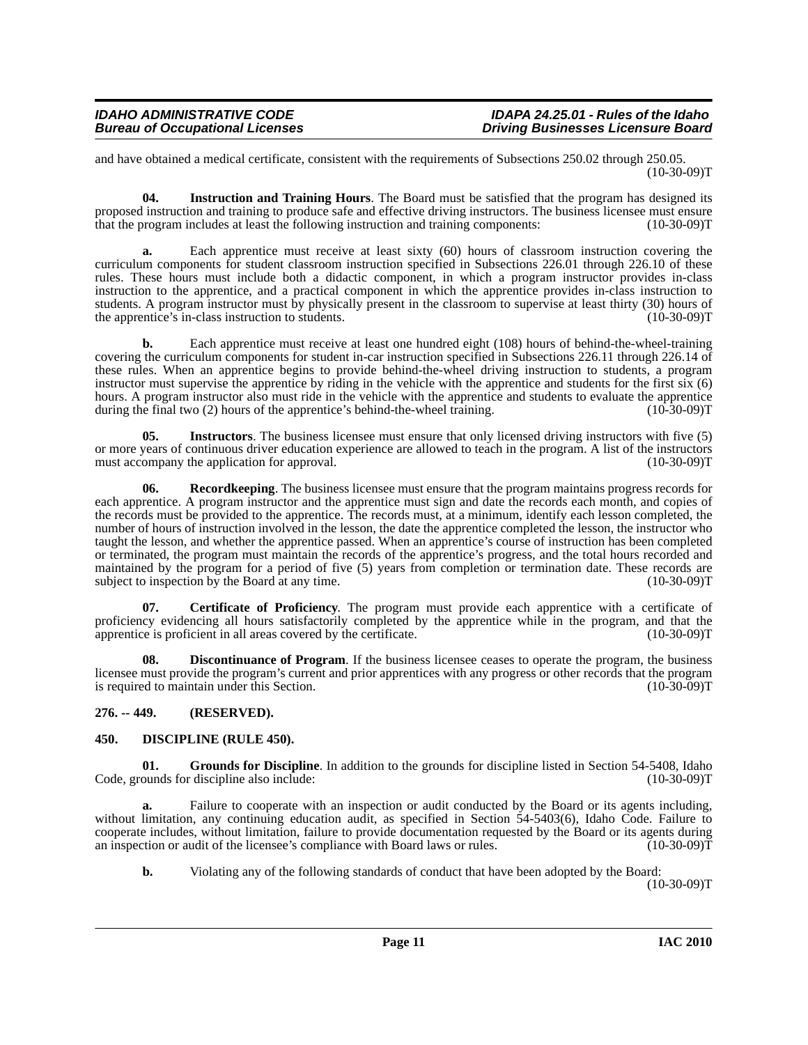and have obtained a medical certificate, consistent with the requirements of Subsections 250.02 through 250.05. (10-30-09)T

**04. Instruction and Training Hours**. The Board must be satisfied that the program has designed its proposed instruction and training to produce safe and effective driving instructors. The business licensee must ensure that the program includes at least the following instruction and training components: (10-30-09)T

**a.** Each apprentice must receive at least sixty (60) hours of classroom instruction covering the curriculum components for student classroom instruction specified in Subsections 226.01 through 226.10 of these rules. These hours must include both a didactic component, in which a program instructor provides in-class instruction to the apprentice, and a practical component in which the apprentice provides in-class instruction to students. A program instructor must by physically present in the classroom to supervise at least thirty (30) hours of the apprentice's in-class instruction to students. (10-30-09)T

**b.** Each apprentice must receive at least one hundred eight (108) hours of behind-the-wheel-training covering the curriculum components for student in-car instruction specified in Subsections 226.11 through 226.14 of these rules. When an apprentice begins to provide behind-the-wheel driving instruction to students, a program instructor must supervise the apprentice by riding in the vehicle with the apprentice and students for the first six (6) hours. A program instructor also must ride in the vehicle with the apprentice and students to evaluate the apprentice during the final two (2) hours of the apprentice's behind-the-wheel training. (10-30-09)T

**05. Instructors**. The business licensee must ensure that only licensed driving instructors with five (5) or more years of continuous driver education experience are allowed to teach in the program. A list of the instructors must accompany the application for approval. (10-30-09)T

**06. Recordkeeping**. The business licensee must ensure that the program maintains progress records for each apprentice. A program instructor and the apprentice must sign and date the records each month, and copies of the records must be provided to the apprentice. The records must, at a minimum, identify each lesson completed, the number of hours of instruction involved in the lesson, the date the apprentice completed the lesson, the instructor who taught the lesson, and whether the apprentice passed. When an apprentice's course of instruction has been completed or terminated, the program must maintain the records of the apprentice's progress, and the total hours recorded and maintained by the program for a period of five (5) years from completion or termination date. These records are subject to inspection by the Board at any time. (10-30-09)T

**07. Certificate of Proficiency**. The program must provide each apprentice with a certificate of proficiency evidencing all hours satisfactorily completed by the apprentice while in the program, and that the apprentice is proficient in all areas covered by the certificate. (10-30-09)T

**08. Discontinuance of Program**. If the business licensee ceases to operate the program, the business licensee must provide the program's current and prior apprentices with any progress or other records that the program is required to maintain under this Section. (10-30-09)T

## 276. -- 449. (RESERVED).

## 450. DISCIPLINE (RULE 450).

**01. Grounds for Discipline**. In addition to the grounds for discipline listed in Section 54-5408, Idaho Code, grounds for discipline also include: (10-30-09)T

**a.** Failure to cooperate with an inspection or audit conducted by the Board or its agents including, without limitation, any continuing education audit, as specified in Section 54-5403(6), Idaho Code. Failure to cooperate includes, without limitation, failure to provide documentation requested by the Board or its agents during an inspection or audit of the licensee's compliance with Board laws or rules. (10-30-09)T

**b.** Violating any of the following standards of conduct that have been adopted by the Board: (10-30-09)T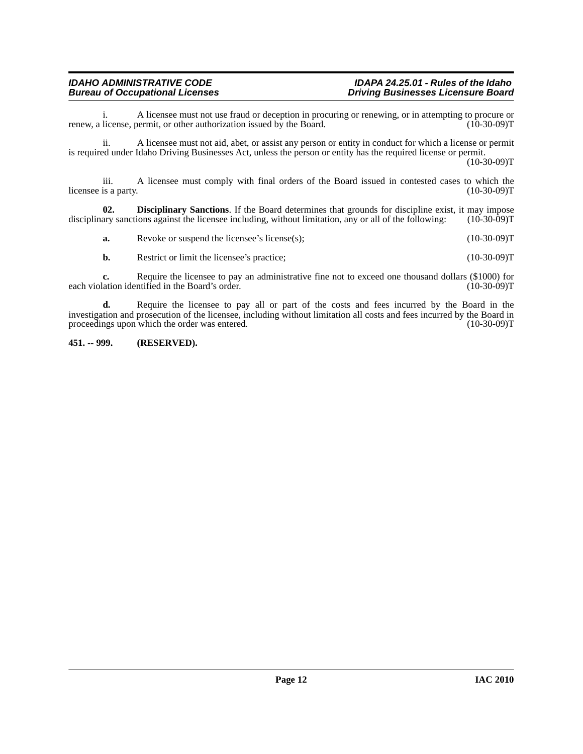i. A licensee must not use fraud or deception in procuring or renewing, or in attempting to procure or renew, a license, permit, or other authorization issued by the Board. (10-30-09)T

ii. A licensee must not aid, abet, or assist any person or entity in conduct for which a license or permit is required under Idaho Driving Businesses Act, unless the person or entity has the required license or permit. (10-30-09)T

iii. A licensee must comply with final orders of the Board issued in contested cases to which the licensee is a party. (10-30-09)T

**02. Disciplinary Sanctions**. If the Board determines that grounds for discipline exist, it may impose disciplinary sanctions against the licensee including, without limitation, any or all of the following: (10-30-09)T

**a.** Revoke or suspend the licensee's license(s); (10-30-09)T

**b.** Restrict or limit the licensee's practice; (10-30-09)T

**c.** Require the licensee to pay an administrative fine not to exceed one thousand dollars ($1000) for each violation identified in the Board's order. (10-30-09)T

**d.** Require the licensee to pay all or part of the costs and fees incurred by the Board in the investigation and prosecution of the licensee, including without limitation all costs and fees incurred by the Board in proceedings upon which the order was entered. (10-30-09)T

**451. -- 999. (RESERVED).**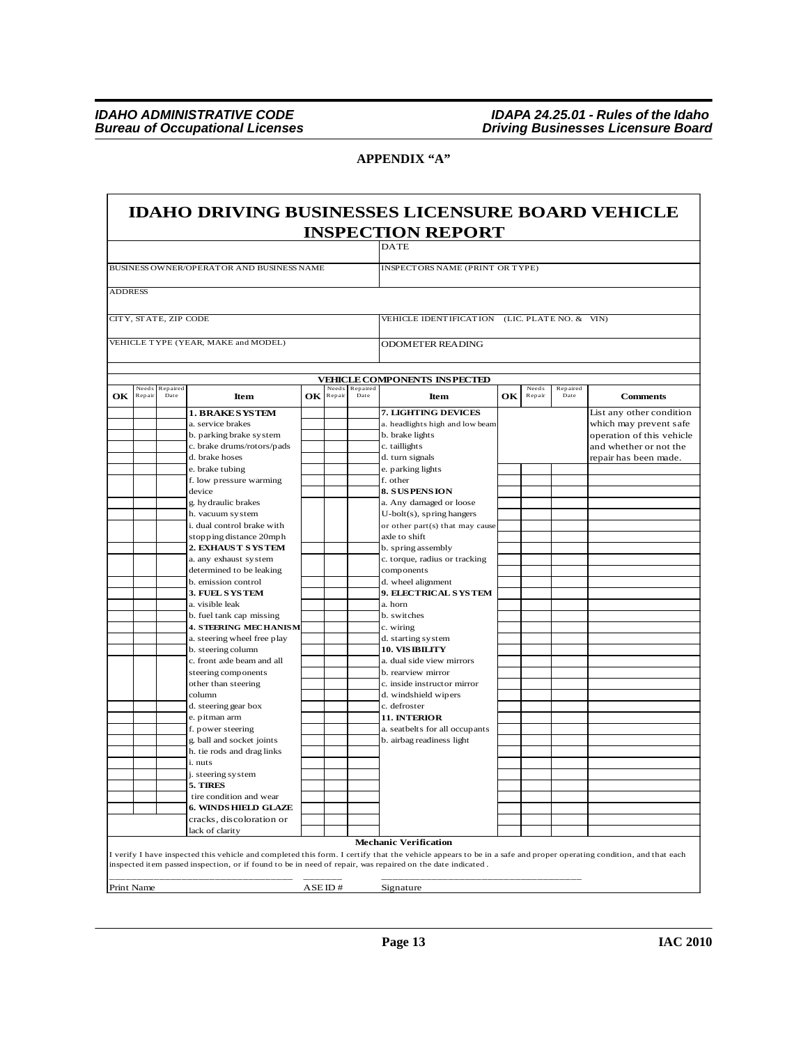## APPENDIX "A"

# IDAHO DRIVING BUSINESSES LICENSURE BOARD VEHICLE INSPECTION REPORT

| | |
|---|---|
| | DATE |
| BUSINESS OWNER/OPERATOR AND BUSINESS NAME | INSPECTORS NAME (PRINT OR TYPE) |
| ADDRESS | |
| CITY, STATE, ZIP CODE | VEHICLE IDENTIFICATION (LIC. PLATE NO. & VIN) |
| VEHICLE TYPE (YEAR, MAKE and MODEL) | ODOMETER READING |

**VEHICLE COMPONENTS INSPECTED**

| OK | Needs Repair | Repaired Date | Item | OK | Needs Repair | Repaired Date | Item | OK | Needs Repair | Repaired Date | Comments |
|---|---|---|---|---|---|---|---|---|---|---|---|
| | | | **1. BRAKE SYSTEM** | | | | **7. LIGHTING DEVICES** | | | | List any other condition which may prevent safe operation of this vehicle and whether or not the repair has been made. |
| | | | a. service brakes | | | | a. headlights high and low beam | | | | |
| | | | b. parking brake system | | | | b. brake lights | | | | |
| | | | c. brake drums/rotors/pads | | | | c. taillights | | | | |
| | | | d. brake hoses | | | | d. turn signals | | | | |
| | | | e. brake tubing | | | | e. parking lights | | | | |
| | | | f. low pressure warming device | | | | f. other | | | | |
| | | | | | | | **8. SUSPENSION** | | | | |
| | | | g. hydraulic brakes | | | | a. Any damaged or loose | | | | |
| | | | h. vacuum system | | | | U-bolt(s), spring hangers | | | | |
| | | | i. dual control brake with stopping distance 20mph | | | | or other part(s) that may cause axle to shift | | | | |
| | | | **2. EXHAUST SYSTEM** | | | | b. spring assembly | | | | |
| | | | a. any exhaust system determined to be leaking | | | | c. torque, radius or tracking components | | | | |
| | | | b. emission control | | | | d. wheel alignment | | | | |
| | | | **3. FUEL SYSTEM** | | | | **9. ELECTRICAL SYSTEM** | | | | |
| | | | a. visible leak | | | | a. horn | | | | |
| | | | b. fuel tank cap missing | | | | b. switches | | | | |
| | | | **4. STEERING MECHANISM** | | | | c. wiring | | | | |
| | | | a. steering wheel free play | | | | d. starting system | | | | |
| | | | b. steering column | | | | **10. VISIBILITY** | | | | |
| | | | c. front axle beam and all steering components other than steering column | | | | a. dual side view mirrors | | | | |
| | | | | | | | b. rearview mirror | | | | |
| | | | | | | | c. inside instructor mirror | | | | |
| | | | | | | | d. windshield wipers | | | | |
| | | | d. steering gear box | | | | c. defroster | | | | |
| | | | e. pitman arm | | | | **11. INTERIOR** | | | | |
| | | | f. power steering | | | | a. seatbelts for all occupants | | | | |
| | | | g. ball and socket joints | | | | b. airbag readiness light | | | | |
| | | | h. tie rods and drag links | | | | | | | | |
| | | | i. nuts | | | | | | | | |
| | | | j. steering system | | | | | | | | |
| | | | **5. TIRES** | | | | | | | | |
| | | | tire condition and wear | | | | | | | | |
| | | | **6. WINDSHIELD GLAZE** | | | | | | | | |
| | | | cracks, discoloration or lack of clarity | | | | | | | | |

**Mechanic Verification**

I verify I have inspected this vehicle and completed this form. I certify that the vehicle appears to be in a safe and proper operating condition, and that each inspected item passed inspection, or if found to be in need of repair, was repaired on the date indicated.

| Print Name | ASE ID # | Signature |
|---|---|---|
| | | |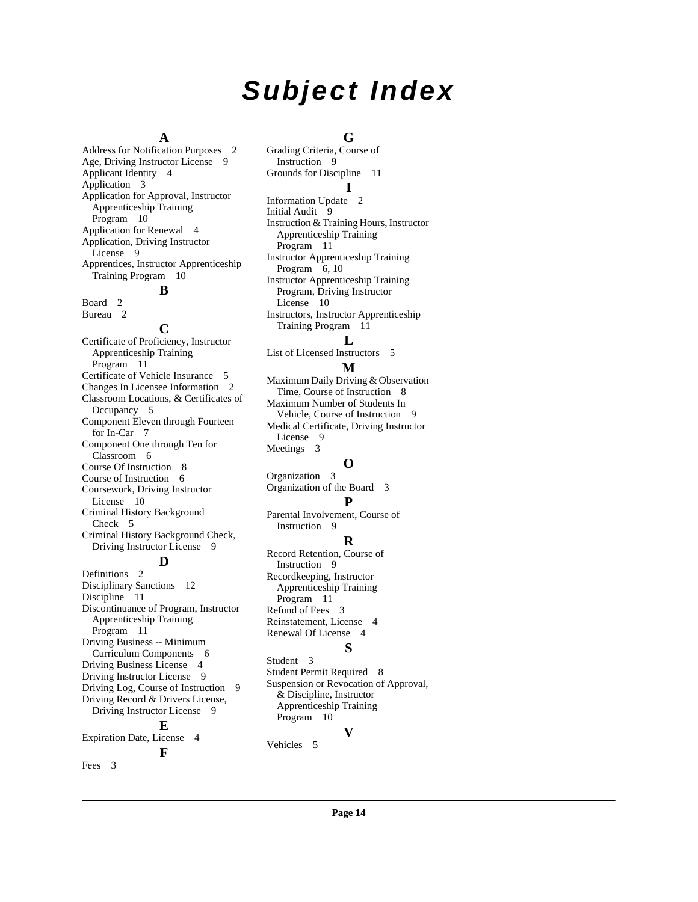# *Subject Index*

### A

Address for Notification Purposes 2
Age, Driving Instructor License 9
Applicant Identity 4
Application 3
Application for Approval, Instructor Apprenticeship Training Program 10
Application for Renewal 4
Application, Driving Instructor License 9
Apprentices, Instructor Apprenticeship Training Program 10

### B

Board 2
Bureau 2

### C

Certificate of Proficiency, Instructor Apprenticeship Training Program 11
Certificate of Vehicle Insurance 5
Changes In Licensee Information 2
Classroom Locations, & Certificates of Occupancy 5
Component Eleven through Fourteen for In-Car 7
Component One through Ten for Classroom 6
Course Of Instruction 8
Course of Instruction 6
Coursework, Driving Instructor License 10
Criminal History Background Check 5
Criminal History Background Check, Driving Instructor License 9

### D

Definitions 2
Disciplinary Sanctions 12
Discipline 11
Discontinuance of Program, Instructor Apprenticeship Training Program 11
Driving Business -- Minimum Curriculum Components 6
Driving Business License 4
Driving Instructor License 9
Driving Log, Course of Instruction 9
Driving Record & Drivers License, Driving Instructor License 9

### E

Expiration Date, License 4

### F

Fees 3

### G

Grading Criteria, Course of Instruction 9
Grounds for Discipline 11

### I

Information Update 2
Initial Audit 9
Instruction & Training Hours, Instructor Apprenticeship Training Program 11
Instructor Apprenticeship Training Program 6, 10
Instructor Apprenticeship Training Program, Driving Instructor License 10
Instructors, Instructor Apprenticeship Training Program 11

### L

List of Licensed Instructors 5

### M

Maximum Daily Driving & Observation Time, Course of Instruction 8
Maximum Number of Students In Vehicle, Course of Instruction 9
Medical Certificate, Driving Instructor License 9
Meetings 3

### O

Organization 3
Organization of the Board 3

### P

Parental Involvement, Course of Instruction 9

### R

Record Retention, Course of Instruction 9
Recordkeeping, Instructor Apprenticeship Training Program 11
Refund of Fees 3
Reinstatement, License 4
Renewal Of License 4

### S

Student 3
Student Permit Required 8
Suspension or Revocation of Approval, & Discipline, Instructor Apprenticeship Training Program 10

### V

Vehicles 5